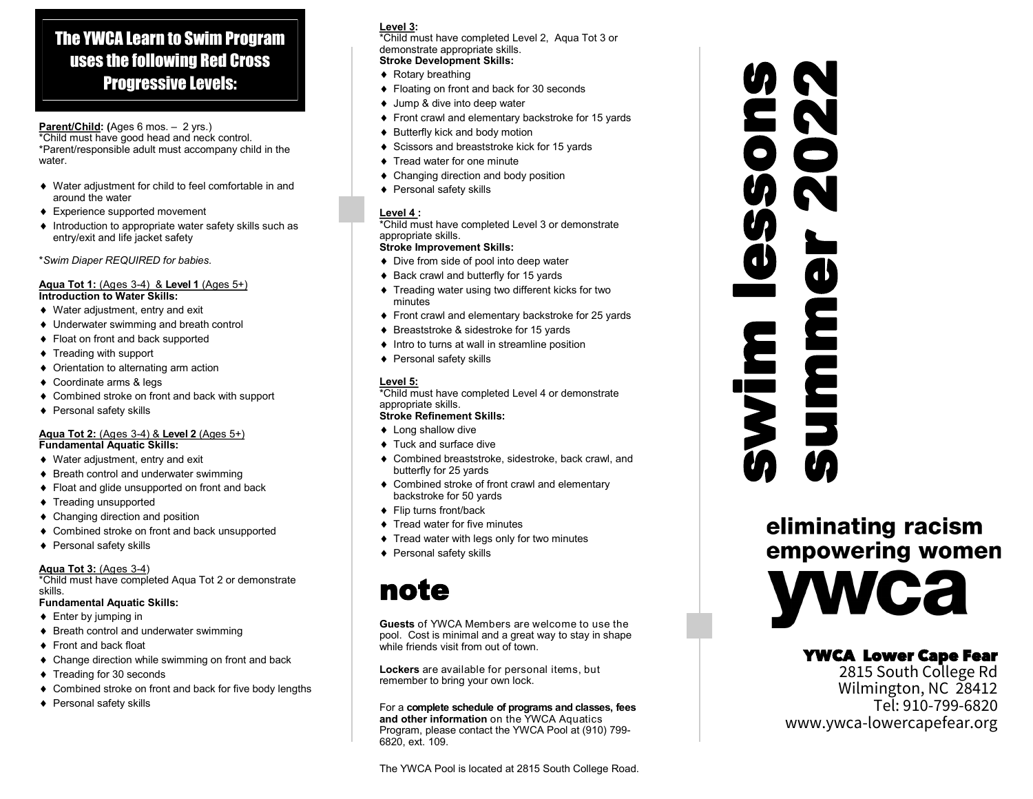# The YWCA Learn to Swim Program uses the following Red Cross Progressive Levels:

**Parent/Child: (**Ages 6 mos. – 2 yrs.)
*Child must have good head and neck control.
*Parent/responsible adult must accompany child in the water.

- Water adjustment for child to feel comfortable in and around the water
- Experience supported movement
- Introduction to appropriate water safety skills such as entry/exit and life jacket safety

**Swim Diaper REQUIRED for babies.*

**Aqua Tot 1:** (Ages 3-4) & **Level 1** (Ages 5+)
**Introduction to Water Skills:**

- Water adjustment, entry and exit
- Underwater swimming and breath control
- Float on front and back supported
- Treading with support
- Orientation to alternating arm action
- Coordinate arms & legs
- Combined stroke on front and back with support
- Personal safety skills

**Aqua Tot 2:** (Ages 3-4) & **Level 2** (Ages 5+)
**Fundamental Aquatic Skills:**

- Water adjustment, entry and exit
- Breath control and underwater swimming
- Float and glide unsupported on front and back
- Treading unsupported
- Changing direction and position
- Combined stroke on front and back unsupported
- Personal safety skills

**Aqua Tot 3:** (Ages 3-4)
*Child must have completed Aqua Tot 2 or demonstrate skills.
**Fundamental Aquatic Skills:**

- Enter by jumping in
- Breath control and underwater swimming
- Front and back float
- Change direction while swimming on front and back
- Treading for 30 seconds
- Combined stroke on front and back for five body lengths
- Personal safety skills

**Level 3:**
*Child must have completed Level 2, Aqua Tot 3 or demonstrate appropriate skills.
**Stroke Development Skills:**

- Rotary breathing
- Floating on front and back for 30 seconds
- Jump & dive into deep water
- Front crawl and elementary backstroke for 15 yards
- Butterfly kick and body motion
- Scissors and breaststroke kick for 15 yards
- Tread water for one minute
- Changing direction and body position
- Personal safety skills

**Level 4 :**
*Child must have completed Level 3 or demonstrate appropriate skills.
**Stroke Improvement Skills:**

- Dive from side of pool into deep water
- Back crawl and butterfly for 15 yards
- Treading water using two different kicks for two minutes
- Front crawl and elementary backstroke for 25 yards
- Breaststroke & sidestroke for 15 yards
- Intro to turns at wall in streamline position
- Personal safety skills

**Level 5:**
*Child must have completed Level 4 or demonstrate appropriate skills.
**Stroke Refinement Skills:**

- Long shallow dive
- Tuck and surface dive
- Combined breaststroke, sidestroke, back crawl, and butterfly for 25 yards
- Combined stroke of front crawl and elementary backstroke for 50 yards
- Flip turns front/back
- Tread water for five minutes
- Tread water with legs only for two minutes
- Personal safety skills

## note

**Guests** of YWCA Members are welcome to use the pool. Cost is minimal and a great way to stay in shape while friends visit from out of town.

**Lockers** are available for personal items, but remember to bring your own lock.

For a **complete schedule of programs and classes, fees and other information** on the YWCA Aquatics Program, please contact the YWCA Pool at (910) 799-6820, ext. 109.

The YWCA Pool is located at 2815 South College Road.

# swim lessons summer 2022

**eliminating racism**
**empowering women**

# ywca

**YWCA Lower Cape Fear**
2815 South College Rd
Wilmington, NC 28412
Tel: 910-799-6820
www.ywca-lowercapefear.org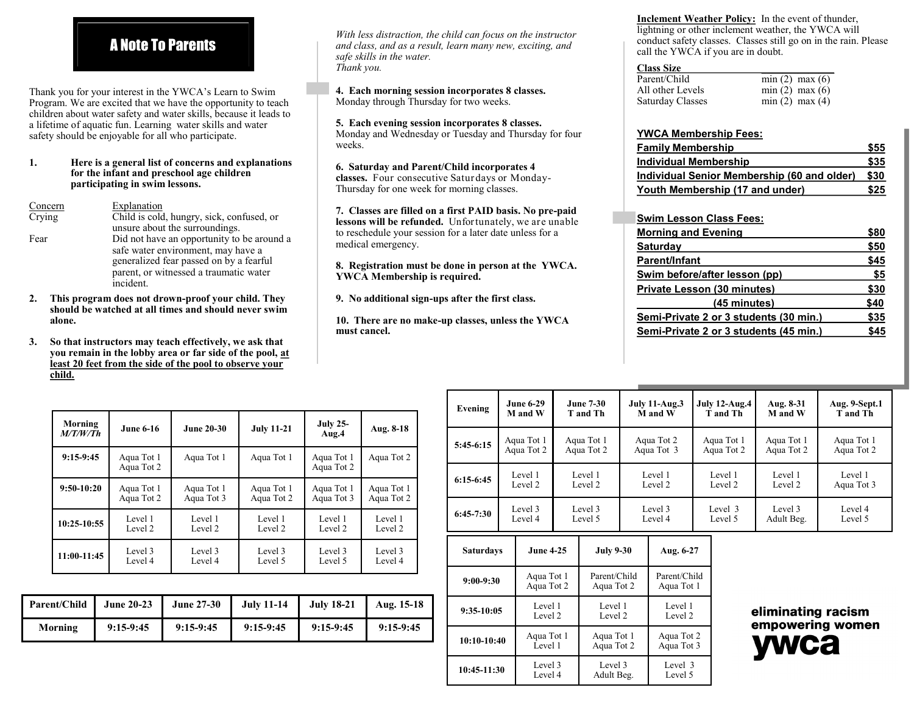# A Note To Parents

Thank you for your interest in the YWCA's Learn to Swim Program. We are excited that we have the opportunity to teach children about water safety and water skills, because it leads to a lifetime of aquatic fun. Learning water skills and water safety should be enjoyable for all who participate.

1. **Here is a general list of concerns and explanations for the infant and preschool age children participating in swim lessons.**

| Concern | Explanation |
|---|---|
| Crying | Child is cold, hungry, sick, confused, or unsure about the surroundings. |
| Fear | Did not have an opportunity to be around a safe water environment, may have a generalized fear passed on by a fearful parent, or witnessed a traumatic water incident. |

2. **This program does not drown-proof your child. They should be watched at all times and should never swim alone.**

3. **So that instructors may teach effectively, we ask that you remain in the lobby area or far side of the pool, <u>at least 20 feet from the side of the pool to observe your child.</u>** *With less distraction, the child can focus on the instructor and class, and as a result, learn many new, exciting, and safe skills in the water. Thank you.*

4. **Each morning session incorporates 8 classes.** Monday through Thursday for two weeks.

5. **Each evening session incorporates 8 classes.** Monday and Wednesday or Tuesday and Thursday for four weeks.

6. **Saturday and Parent/Child incorporates 4 classes.** Four consecutive Saturdays or Monday-Thursday for one week for morning classes.

7. **Classes are filled on a first PAID basis. No pre-paid lessons will be refunded.** Unfortunately, we are unable to reschedule your session for a later date unless for a medical emergency.

8. **Registration must be done in person at the YWCA. YWCA Membership is required.**

9. **No additional sign-ups after the first class.**

10. **There are no make-up classes, unless the YWCA must cancel.**

**<u>Inclement Weather Policy:</u>** In the event of thunder, lightning or other inclement weather, the YWCA will conduct safety classes. Classes still go on in the rain. Please call the YWCA if you are in doubt.

| Class Size | |
|---|---|
| Parent/Child | min (2) max (6) |
| All other Levels | min (2) max (6) |
| Saturday Classes | min (2) max (4) |

| YWCA Membership Fees: | |
|---|---|
| Family Membership | $55 |
| Individual Membership | $35 |
| Individual Senior Membership (60 and older) | $30 |
| Youth Membership (17 and under) | $25 |

| Swim Lesson Class Fees: | |
|---|---|
| Morning and Evening | $80 |
| Saturday | $50 |
| Parent/Infant | $45 |
| Swim before/after lesson (pp) | $5 |
| Private Lesson (30 minutes) | $30 |
| (45 minutes) | $40 |
| Semi-Private 2 or 3 students (30 min.) | $35 |
| Semi-Private 2 or 3 students (45 min.) | $45 |

| Morning *M/T/W/Th* | June 6-16 | June 20-30 | July 11-21 | July 25-Aug.4 | Aug. 8-18 |
|---|---|---|---|---|---|
| 9:15-9:45 | Aqua Tot 1 Aqua Tot 2 | Aqua Tot 1 | Aqua Tot 1 | Aqua Tot 1 Aqua Tot 2 | Aqua Tot 2 |
| 9:50-10:20 | Aqua Tot 1 Aqua Tot 2 | Aqua Tot 1 Aqua Tot 3 | Aqua Tot 1 Aqua Tot 2 | Aqua Tot 1 Aqua Tot 3 | Aqua Tot 1 Aqua Tot 2 |
| 10:25-10:55 | Level 1 Level 2 | Level 1 Level 2 | Level 1 Level 2 | Level 1 Level 2 | Level 1 Level 2 |
| 11:00-11:45 | Level 3 Level 4 | Level 3 Level 4 | Level 3 Level 5 | Level 3 Level 5 | Level 3 Level 4 |

| Parent/Child | June 20-23 | June 27-30 | July 11-14 | July 18-21 | Aug. 15-18 |
|---|---|---|---|---|---|
| Morning | 9:15-9:45 | 9:15-9:45 | 9:15-9:45 | 9:15-9:45 | 9:15-9:45 |

| Evening | June 6-29 M and W | June 7-30 T and Th | July 11-Aug.3 M and W | July 12-Aug.4 T and Th | Aug. 8-31 M and W | Aug. 9-Sept.1 T and Th |
|---|---|---|---|---|---|---|
| 5:45-6:15 | Aqua Tot 1 Aqua Tot 2 | Aqua Tot 1 Aqua Tot 2 | Aqua Tot 2 Aqua Tot 3 | Aqua Tot 1 Aqua Tot 2 | Aqua Tot 1 Aqua Tot 2 | Aqua Tot 1 Aqua Tot 2 |
| 6:15-6:45 | Level 1 Level 2 | Level 1 Level 2 | Level 1 Level 2 | Level 1 Level 2 | Level 1 Level 2 | Level 1 Aqua Tot 3 |
| 6:45-7:30 | Level 3 Level 4 | Level 3 Level 5 | Level 3 Level 4 | Level 3 Level 5 | Level 3 Adult Beg. | Level 4 Level 5 |

| Saturdays | June 4-25 | July 9-30 | Aug. 6-27 |
|---|---|---|---|
| 9:00-9:30 | Aqua Tot 1 Aqua Tot 2 | Parent/Child Aqua Tot 2 | Parent/Child Aqua Tot 1 |
| 9:35-10:05 | Level 1 Level 2 | Level 1 Level 2 | Level 1 Level 2 |
| 10:10-10:40 | Aqua Tot 1 Level 1 | Aqua Tot 1 Aqua Tot 2 | Aqua Tot 2 Aqua Tot 3 |
| 10:45-11:30 | Level 3 Level 4 | Level 3 Adult Beg. | Level 3 Level 5 |

eliminating racism
empowering women
**ywca**